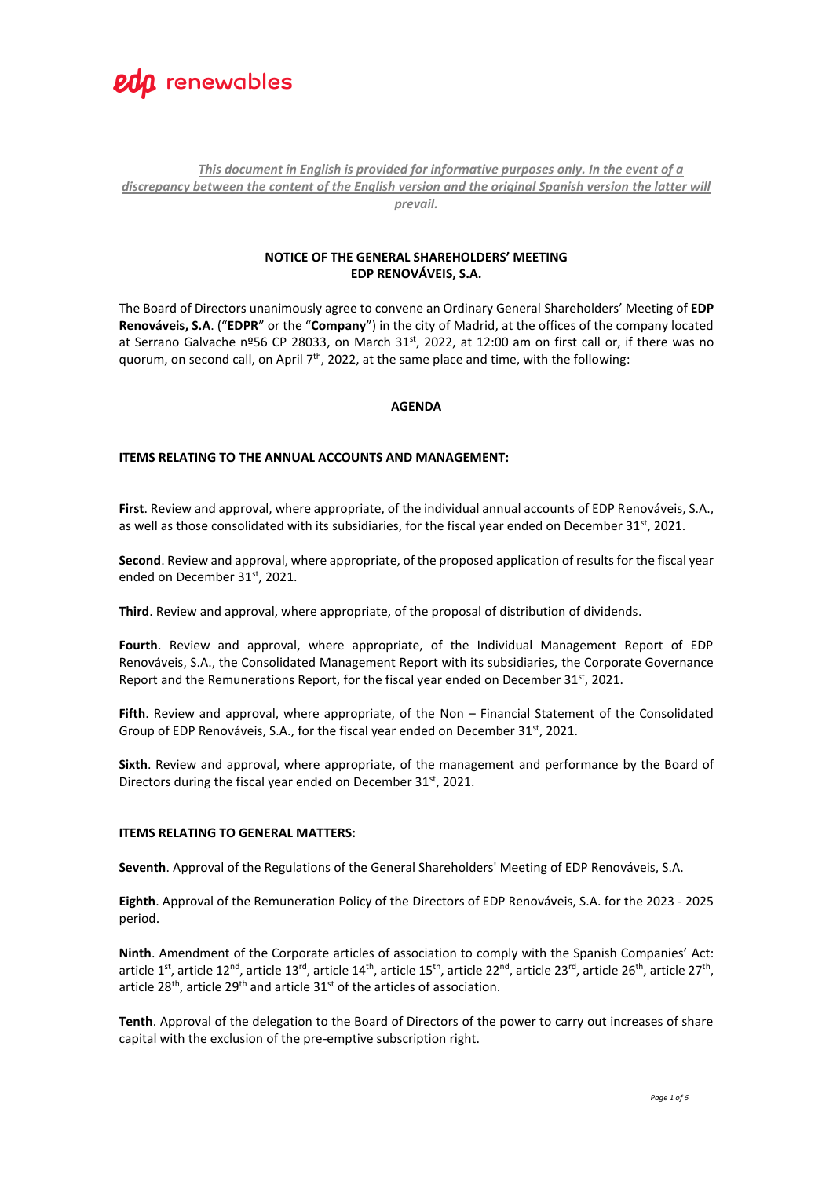*This document in English is provided for informative purposes only. In the event of a discrepancy between the content of the English version and the original Spanish version the latter will prevail.*

**NOTICE OF THE GENERAL SHAREHOLDERS' MEETING**
**EDP RENOVÁVEIS, S.A.**

The Board of Directors unanimously agree to convene an Ordinary General Shareholders' Meeting of **EDP Renováveis, S.A**. ("**EDPR**" or the "**Company**") in the city of Madrid, at the offices of the company located at Serrano Galvache nº56 CP 28033, on March 31st, 2022, at 12:00 am on first call or, if there was no quorum, on second call, on April 7th, 2022, at the same place and time, with the following:

**AGENDA**

**ITEMS RELATING TO THE ANNUAL ACCOUNTS AND MANAGEMENT:**

**First**. Review and approval, where appropriate, of the individual annual accounts of EDP Renováveis, S.A., as well as those consolidated with its subsidiaries, for the fiscal year ended on December 31st, 2021.

**Second**. Review and approval, where appropriate, of the proposed application of results for the fiscal year ended on December 31st, 2021.

**Third**. Review and approval, where appropriate, of the proposal of distribution of dividends.

**Fourth**. Review and approval, where appropriate, of the Individual Management Report of EDP Renováveis, S.A., the Consolidated Management Report with its subsidiaries, the Corporate Governance Report and the Remunerations Report, for the fiscal year ended on December 31st, 2021.

**Fifth**. Review and approval, where appropriate, of the Non – Financial Statement of the Consolidated Group of EDP Renováveis, S.A., for the fiscal year ended on December 31st, 2021.

**Sixth**. Review and approval, where appropriate, of the management and performance by the Board of Directors during the fiscal year ended on December 31st, 2021.

**ITEMS RELATING TO GENERAL MATTERS:**

**Seventh**. Approval of the Regulations of the General Shareholders' Meeting of EDP Renováveis, S.A.

**Eighth**. Approval of the Remuneration Policy of the Directors of EDP Renováveis, S.A. for the 2023 - 2025 period.

**Ninth**. Amendment of the Corporate articles of association to comply with the Spanish Companies' Act: article 1st, article 12nd, article 13rd, article 14th, article 15th, article 22nd, article 23rd, article 26th, article 27th, article 28th, article 29th and article 31st of the articles of association.

**Tenth**. Approval of the delegation to the Board of Directors of the power to carry out increases of share capital with the exclusion of the pre-emptive subscription right.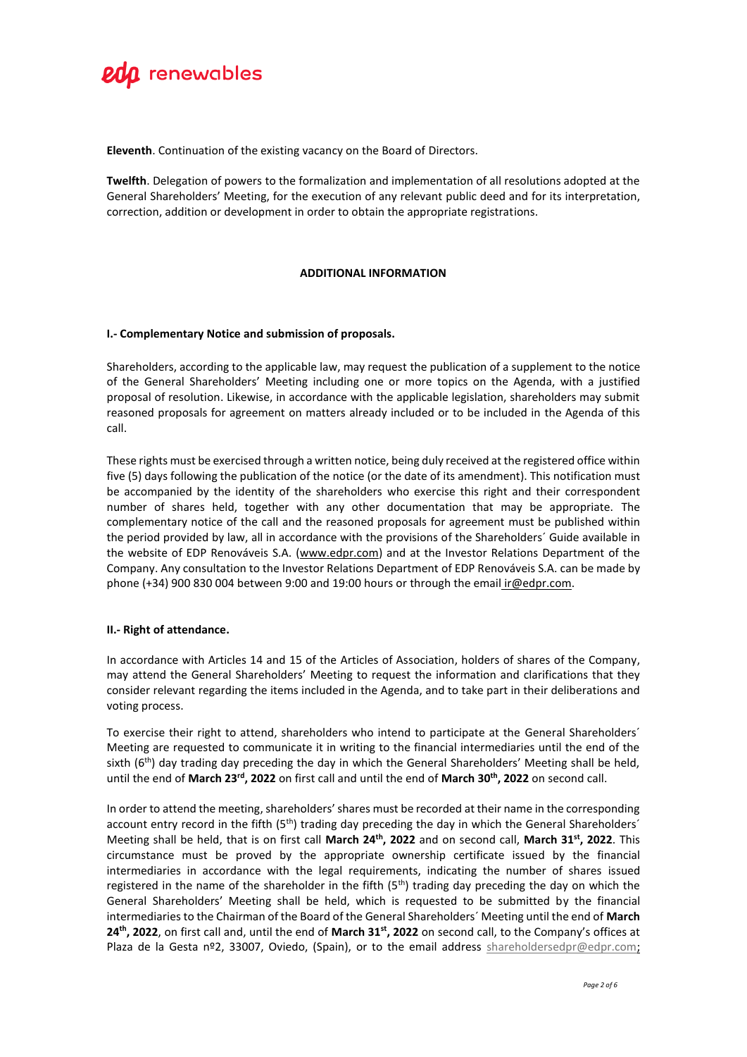**Eleventh**. Continuation of the existing vacancy on the Board of Directors.

**Twelfth**. Delegation of powers to the formalization and implementation of all resolutions adopted at the General Shareholders' Meeting, for the execution of any relevant public deed and for its interpretation, correction, addition or development in order to obtain the appropriate registrations.

## ADDITIONAL INFORMATION

### I.- Complementary Notice and submission of proposals.

Shareholders, according to the applicable law, may request the publication of a supplement to the notice of the General Shareholders' Meeting including one or more topics on the Agenda, with a justified proposal of resolution. Likewise, in accordance with the applicable legislation, shareholders may submit reasoned proposals for agreement on matters already included or to be included in the Agenda of this call.

These rights must be exercised through a written notice, being duly received at the registered office within five (5) days following the publication of the notice (or the date of its amendment). This notification must be accompanied by the identity of the shareholders who exercise this right and their correspondent number of shares held, together with any other documentation that may be appropriate. The complementary notice of the call and the reasoned proposals for agreement must be published within the period provided by law, all in accordance with the provisions of the Shareholders´ Guide available in the website of EDP Renováveis S.A. (www.edpr.com) and at the Investor Relations Department of the Company. Any consultation to the Investor Relations Department of EDP Renováveis S.A. can be made by phone (+34) 900 830 004 between 9:00 and 19:00 hours or through the email ir@edpr.com.

### II.- Right of attendance.

In accordance with Articles 14 and 15 of the Articles of Association, holders of shares of the Company, may attend the General Shareholders' Meeting to request the information and clarifications that they consider relevant regarding the items included in the Agenda, and to take part in their deliberations and voting process.

To exercise their right to attend, shareholders who intend to participate at the General Shareholders´ Meeting are requested to communicate it in writing to the financial intermediaries until the end of the sixth (6th) day trading day preceding the day in which the General Shareholders' Meeting shall be held, until the end of **March 23rd, 2022** on first call and until the end of **March 30th, 2022** on second call.

In order to attend the meeting, shareholders' shares must be recorded at their name in the corresponding account entry record in the fifth (5th) trading day preceding the day in which the General Shareholders´ Meeting shall be held, that is on first call **March 24th, 2022** and on second call, **March 31st, 2022**. This circumstance must be proved by the appropriate ownership certificate issued by the financial intermediaries in accordance with the legal requirements, indicating the number of shares issued registered in the name of the shareholder in the fifth (5th) trading day preceding the day on which the General Shareholders' Meeting shall be held, which is requested to be submitted by the financial intermediaries to the Chairman of the Board of the General Shareholders´ Meeting until the end of **March 24th, 2022**, on first call and, until the end of **March 31st, 2022** on second call, to the Company's offices at Plaza de la Gesta nº2, 33007, Oviedo, (Spain), or to the email address shareholdersedpr@edpr.com;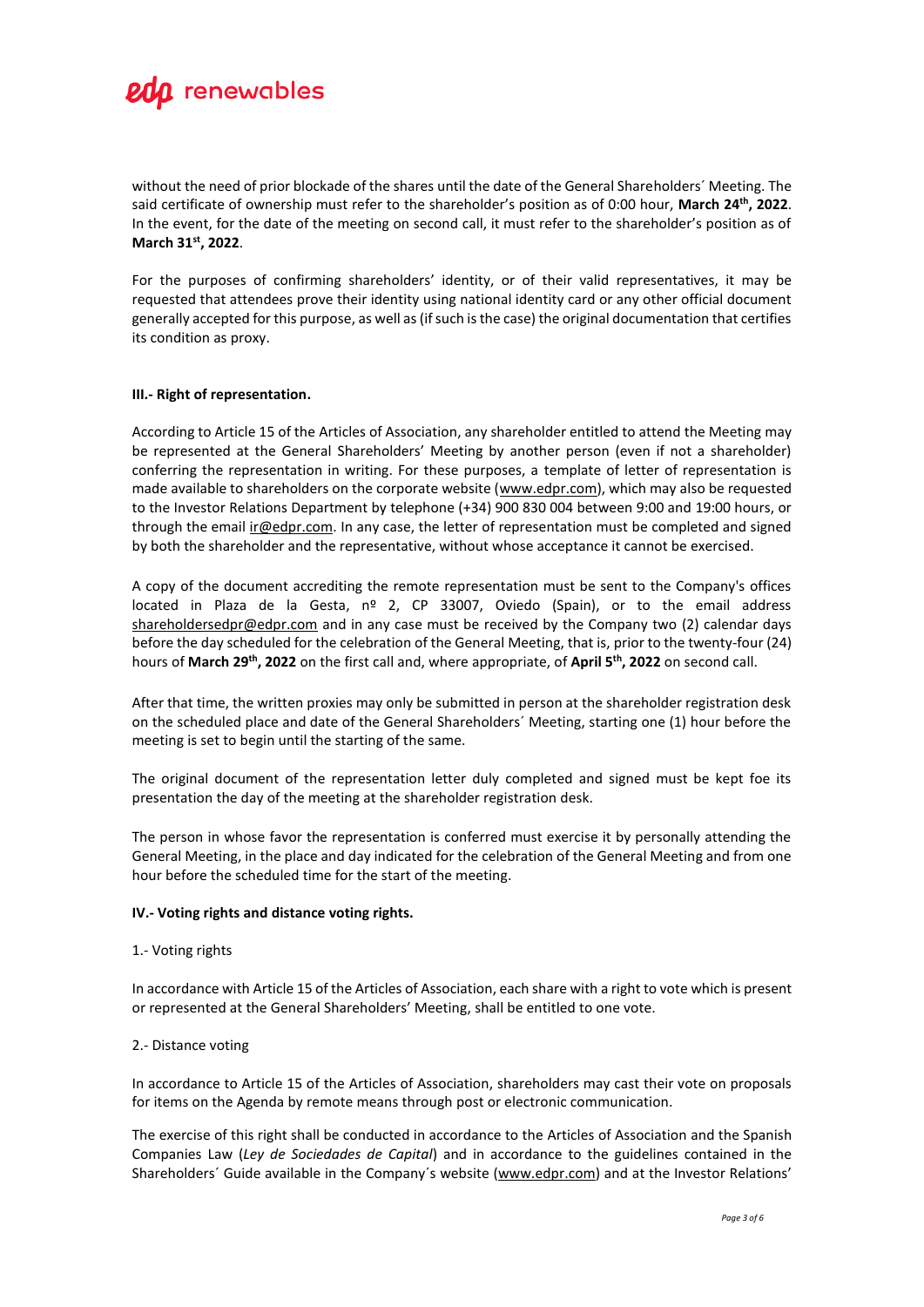without the need of prior blockade of the shares until the date of the General Shareholders´ Meeting. The said certificate of ownership must refer to the shareholder's position as of 0:00 hour, **March 24th, 2022**. In the event, for the date of the meeting on second call, it must refer to the shareholder's position as of **March 31st, 2022**.

For the purposes of confirming shareholders' identity, or of their valid representatives, it may be requested that attendees prove their identity using national identity card or any other official document generally accepted for this purpose, as well as (if such is the case) the original documentation that certifies its condition as proxy.

**III.- Right of representation.**

According to Article 15 of the Articles of Association, any shareholder entitled to attend the Meeting may be represented at the General Shareholders' Meeting by another person (even if not a shareholder) conferring the representation in writing. For these purposes, a template of letter of representation is made available to shareholders on the corporate website (www.edpr.com), which may also be requested to the Investor Relations Department by telephone (+34) 900 830 004 between 9:00 and 19:00 hours, or through the email ir@edpr.com. In any case, the letter of representation must be completed and signed by both the shareholder and the representative, without whose acceptance it cannot be exercised.

A copy of the document accrediting the remote representation must be sent to the Company's offices located in Plaza de la Gesta, nº 2, CP 33007, Oviedo (Spain), or to the email address shareholdersedpr@edpr.com and in any case must be received by the Company two (2) calendar days before the day scheduled for the celebration of the General Meeting, that is, prior to the twenty-four (24) hours of **March 29th, 2022** on the first call and, where appropriate, of **April 5th, 2022** on second call.

After that time, the written proxies may only be submitted in person at the shareholder registration desk on the scheduled place and date of the General Shareholders´ Meeting, starting one (1) hour before the meeting is set to begin until the starting of the same.

The original document of the representation letter duly completed and signed must be kept foe its presentation the day of the meeting at the shareholder registration desk.

The person in whose favor the representation is conferred must exercise it by personally attending the General Meeting, in the place and day indicated for the celebration of the General Meeting and from one hour before the scheduled time for the start of the meeting.

**IV.- Voting rights and distance voting rights.**

1.- Voting rights

In accordance with Article 15 of the Articles of Association, each share with a right to vote which is present or represented at the General Shareholders' Meeting, shall be entitled to one vote.

2.- Distance voting

In accordance to Article 15 of the Articles of Association, shareholders may cast their vote on proposals for items on the Agenda by remote means through post or electronic communication.

The exercise of this right shall be conducted in accordance to the Articles of Association and the Spanish Companies Law (*Ley de Sociedades de Capital*) and in accordance to the guidelines contained in the Shareholders´ Guide available in the Company´s website (www.edpr.com) and at the Investor Relations'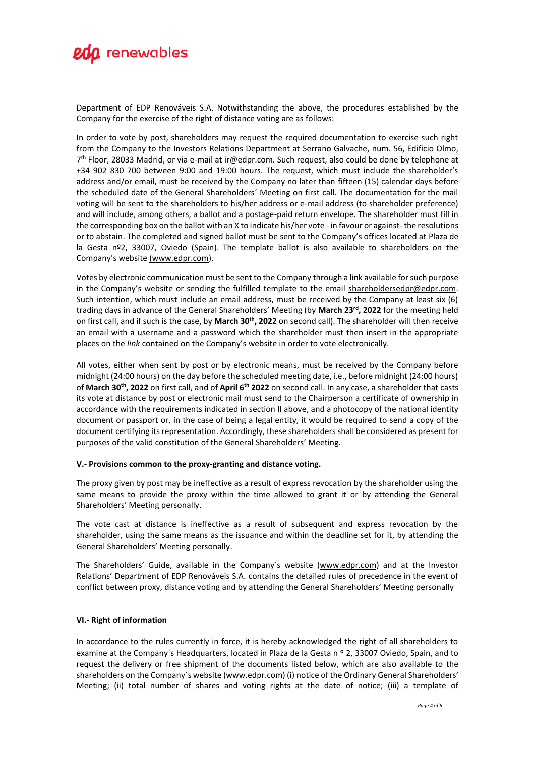Department of EDP Renováveis S.A. Notwithstanding the above, the procedures established by the Company for the exercise of the right of distance voting are as follows:

In order to vote by post, shareholders may request the required documentation to exercise such right from the Company to the Investors Relations Department at Serrano Galvache, num. 56, Edificio Olmo, 7th Floor, 28033 Madrid, or via e-mail at ir@edpr.com. Such request, also could be done by telephone at +34 902 830 700 between 9:00 and 19:00 hours. The request, which must include the shareholder's address and/or email, must be received by the Company no later than fifteen (15) calendar days before the scheduled date of the General Shareholders´ Meeting on first call. The documentation for the mail voting will be sent to the shareholders to his/her address or e-mail address (to shareholder preference) and will include, among others, a ballot and a postage-paid return envelope. The shareholder must fill in the corresponding box on the ballot with an X to indicate his/her vote - in favour or against- the resolutions or to abstain. The completed and signed ballot must be sent to the Company's offices located at Plaza de la Gesta nº2, 33007, Oviedo (Spain). The template ballot is also available to shareholders on the Company's website (www.edpr.com).

Votes by electronic communication must be sent to the Company through a link available for such purpose in the Company's website or sending the fulfilled template to the email shareholdersedpr@edpr.com. Such intention, which must include an email address, must be received by the Company at least six (6) trading days in advance of the General Shareholders' Meeting (by **March 23rd, 2022** for the meeting held on first call, and if such is the case, by **March 30th, 2022** on second call). The shareholder will then receive an email with a username and a password which the shareholder must then insert in the appropriate places on the *link* contained on the Company's website in order to vote electronically.

All votes, either when sent by post or by electronic means, must be received by the Company before midnight (24:00 hours) on the day before the scheduled meeting date, i.e., before midnight (24:00 hours) of **March 30th, 2022** on first call, and of **April 6th 2022** on second call. In any case, a shareholder that casts its vote at distance by post or electronic mail must send to the Chairperson a certificate of ownership in accordance with the requirements indicated in section II above, and a photocopy of the national identity document or passport or, in the case of being a legal entity, it would be required to send a copy of the document certifying its representation. Accordingly, these shareholders shall be considered as present for purposes of the valid constitution of the General Shareholders' Meeting.

**V.- Provisions common to the proxy-granting and distance voting.**

The proxy given by post may be ineffective as a result of express revocation by the shareholder using the same means to provide the proxy within the time allowed to grant it or by attending the General Shareholders' Meeting personally.

The vote cast at distance is ineffective as a result of subsequent and express revocation by the shareholder, using the same means as the issuance and within the deadline set for it, by attending the General Shareholders' Meeting personally.

The Shareholders' Guide, available in the Company´s website (www.edpr.com) and at the Investor Relations' Department of EDP Renováveis S.A. contains the detailed rules of precedence in the event of conflict between proxy, distance voting and by attending the General Shareholders' Meeting personally

**VI.- Right of information**

In accordance to the rules currently in force, it is hereby acknowledged the right of all shareholders to examine at the Company´s Headquarters, located in Plaza de la Gesta n º 2, 33007 Oviedo, Spain, and to request the delivery or free shipment of the documents listed below, which are also available to the shareholders on the Company´s website (www.edpr.com) (i) notice of the Ordinary General Shareholders' Meeting; (ii) total number of shares and voting rights at the date of notice; (iii) a template of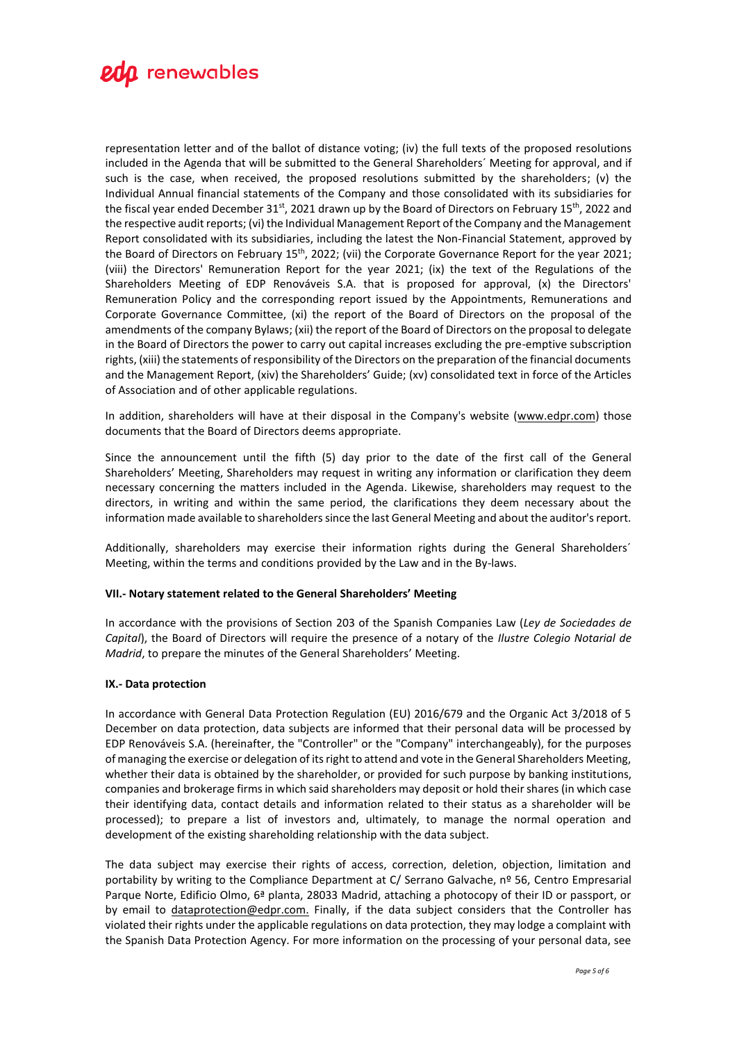representation letter and of the ballot of distance voting; (iv) the full texts of the proposed resolutions included in the Agenda that will be submitted to the General Shareholders´ Meeting for approval, and if such is the case, when received, the proposed resolutions submitted by the shareholders; (v) the Individual Annual financial statements of the Company and those consolidated with its subsidiaries for the fiscal year ended December 31st, 2021 drawn up by the Board of Directors on February 15th, 2022 and the respective audit reports; (vi) the Individual Management Report of the Company and the Management Report consolidated with its subsidiaries, including the latest the Non-Financial Statement, approved by the Board of Directors on February 15th, 2022; (vii) the Corporate Governance Report for the year 2021; (viii) the Directors' Remuneration Report for the year 2021; (ix) the text of the Regulations of the Shareholders Meeting of EDP Renováveis S.A. that is proposed for approval, (x) the Directors' Remuneration Policy and the corresponding report issued by the Appointments, Remunerations and Corporate Governance Committee, (xi) the report of the Board of Directors on the proposal of the amendments of the company Bylaws; (xii) the report of the Board of Directors on the proposal to delegate in the Board of Directors the power to carry out capital increases excluding the pre-emptive subscription rights, (xiii) the statements of responsibility of the Directors on the preparation of the financial documents and the Management Report, (xiv) the Shareholders' Guide; (xv) consolidated text in force of the Articles of Association and of other applicable regulations.

In addition, shareholders will have at their disposal in the Company's website (www.edpr.com) those documents that the Board of Directors deems appropriate.

Since the announcement until the fifth (5) day prior to the date of the first call of the General Shareholders' Meeting, Shareholders may request in writing any information or clarification they deem necessary concerning the matters included in the Agenda. Likewise, shareholders may request to the directors, in writing and within the same period, the clarifications they deem necessary about the information made available to shareholders since the last General Meeting and about the auditor's report.

Additionally, shareholders may exercise their information rights during the General Shareholders´ Meeting, within the terms and conditions provided by the Law and in the By-laws.

**VII.- Notary statement related to the General Shareholders' Meeting**

In accordance with the provisions of Section 203 of the Spanish Companies Law (*Ley de Sociedades de Capital*), the Board of Directors will require the presence of a notary of the *Ilustre Colegio Notarial de Madrid*, to prepare the minutes of the General Shareholders' Meeting.

**IX.- Data protection**

In accordance with General Data Protection Regulation (EU) 2016/679 and the Organic Act 3/2018 of 5 December on data protection, data subjects are informed that their personal data will be processed by EDP Renováveis S.A. (hereinafter, the "Controller" or the "Company" interchangeably), for the purposes of managing the exercise or delegation of its right to attend and vote in the General Shareholders Meeting, whether their data is obtained by the shareholder, or provided for such purpose by banking institutions, companies and brokerage firms in which said shareholders may deposit or hold their shares (in which case their identifying data, contact details and information related to their status as a shareholder will be processed); to prepare a list of investors and, ultimately, to manage the normal operation and development of the existing shareholding relationship with the data subject.

The data subject may exercise their rights of access, correction, deletion, objection, limitation and portability by writing to the Compliance Department at C/ Serrano Galvache, nº 56, Centro Empresarial Parque Norte, Edificio Olmo, 6ª planta, 28033 Madrid, attaching a photocopy of their ID or passport, or by email to dataprotection@edpr.com. Finally, if the data subject considers that the Controller has violated their rights under the applicable regulations on data protection, they may lodge a complaint with the Spanish Data Protection Agency. For more information on the processing of your personal data, see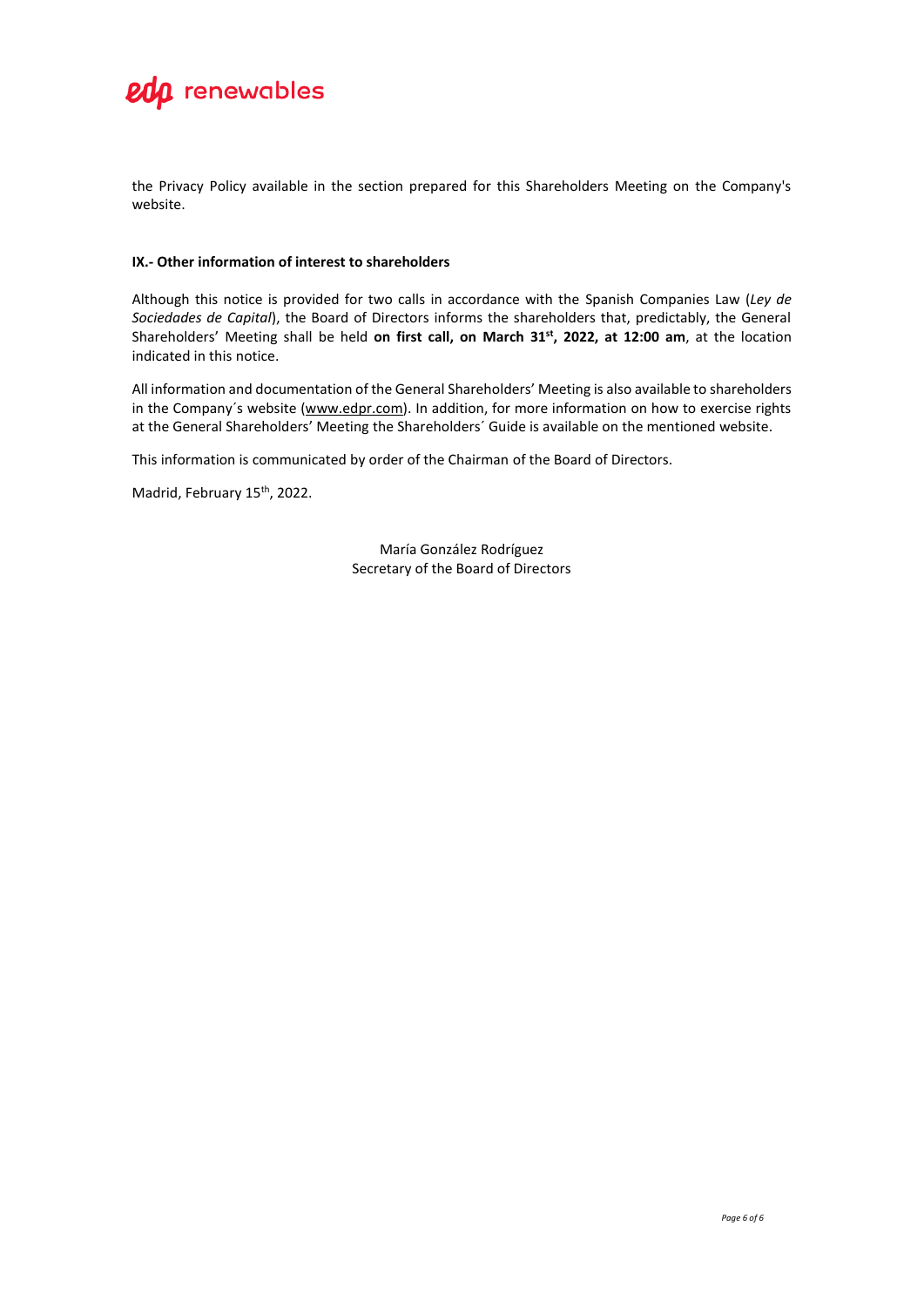the Privacy Policy available in the section prepared for this Shareholders Meeting on the Company's website.

**IX.- Other information of interest to shareholders**

Although this notice is provided for two calls in accordance with the Spanish Companies Law (*Ley de Sociedades de Capital*), the Board of Directors informs the shareholders that, predictably, the General Shareholders' Meeting shall be held **on first call, on March 31st, 2022, at 12:00 am**, at the location indicated in this notice.

All information and documentation of the General Shareholders' Meeting is also available to shareholders in the Company´s website (www.edpr.com). In addition, for more information on how to exercise rights at the General Shareholders' Meeting the Shareholders´ Guide is available on the mentioned website.

This information is communicated by order of the Chairman of the Board of Directors.

Madrid, February 15th, 2022.

María González Rodríguez
Secretary of the Board of Directors